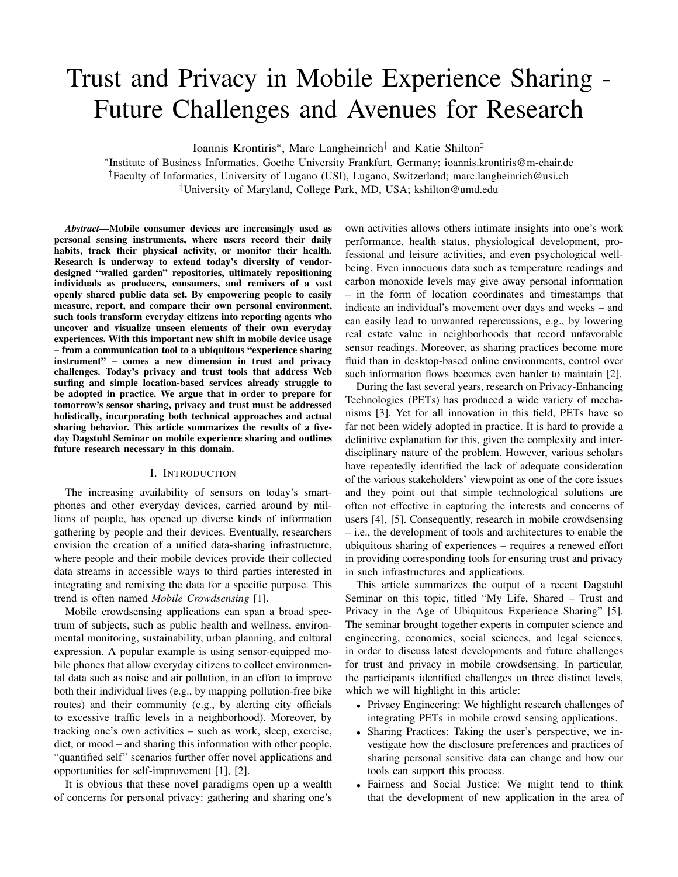# Trust and Privacy in Mobile Experience Sharing - Future Challenges and Avenues for Research

Ioannis Krontiris*, Marc Langheinrich† and Katie Shilton‡

*Institute of Business Informatics, Goethe University Frankfurt, Germany; ioannis.krontiris@m-chair.de
†Faculty of Informatics, University of Lugano (USI), Lugano, Switzerland; marc.langheinrich@usi.ch
‡University of Maryland, College Park, MD, USA; kshilton@umd.edu

***Abstract*—Mobile consumer devices are increasingly used as personal sensing instruments, where users record their daily habits, track their physical activity, or monitor their health. Research is underway to extend today's diversity of vendor-designed "walled garden" repositories, ultimately repositioning individuals as producers, consumers, and remixers of a vast openly shared public data set. By empowering people to easily measure, report, and compare their own personal environment, such tools transform everyday citizens into reporting agents who uncover and visualize unseen elements of their own everyday experiences. With this important new shift in mobile device usage – from a communication tool to a ubiquitous "experience sharing instrument" – comes a new dimension in trust and privacy challenges. Today's privacy and trust tools that address Web surfing and simple location-based services already struggle to be adopted in practice. We argue that in order to prepare for tomorrow's sensor sharing, privacy and trust must be addressed holistically, incorporating both technical approaches and actual sharing behavior. This article summarizes the results of a five-day Dagstuhl Seminar on mobile experience sharing and outlines future research necessary in this domain.**

## I. Introduction

The increasing availability of sensors on today's smartphones and other everyday devices, carried around by millions of people, has opened up diverse kinds of information gathering by people and their devices. Eventually, researchers envision the creation of a unified data-sharing infrastructure, where people and their mobile devices provide their collected data streams in accessible ways to third parties interested in integrating and remixing the data for a specific purpose. This trend is often named *Mobile Crowdsensing* [1].

Mobile crowdsensing applications can span a broad spectrum of subjects, such as public health and wellness, environmental monitoring, sustainability, urban planning, and cultural expression. A popular example is using sensor-equipped mobile phones that allow everyday citizens to collect environmental data such as noise and air pollution, in an effort to improve both their individual lives (e.g., by mapping pollution-free bike routes) and their community (e.g., by alerting city officials to excessive traffic levels in a neighborhood). Moreover, by tracking one's own activities – such as work, sleep, exercise, diet, or mood – and sharing this information with other people, "quantified self" scenarios further offer novel applications and opportunities for self-improvement [1], [2].

It is obvious that these novel paradigms open up a wealth of concerns for personal privacy: gathering and sharing one's own activities allows others intimate insights into one's work performance, health status, physiological development, professional and leisure activities, and even psychological well-being. Even innocuous data such as temperature readings and carbon monoxide levels may give away personal information – in the form of location coordinates and timestamps that indicate an individual's movement over days and weeks – and can easily lead to unwanted repercussions, e.g., by lowering real estate value in neighborhoods that record unfavorable sensor readings. Moreover, as sharing practices become more fluid than in desktop-based online environments, control over such information flows becomes even harder to maintain [2].

During the last several years, research on Privacy-Enhancing Technologies (PETs) has produced a wide variety of mechanisms [3]. Yet for all innovation in this field, PETs have so far not been widely adopted in practice. It is hard to provide a definitive explanation for this, given the complexity and interdisciplinary nature of the problem. However, various scholars have repeatedly identified the lack of adequate consideration of the various stakeholders' viewpoint as one of the core issues and they point out that simple technological solutions are often not effective in capturing the interests and concerns of users [4], [5]. Consequently, research in mobile crowdsensing – i.e., the development of tools and architectures to enable the ubiquitous sharing of experiences – requires a renewed effort in providing corresponding tools for ensuring trust and privacy in such infrastructures and applications.

This article summarizes the output of a recent Dagstuhl Seminar on this topic, titled "My Life, Shared – Trust and Privacy in the Age of Ubiquitous Experience Sharing" [5]. The seminar brought together experts in computer science and engineering, economics, social sciences, and legal sciences, in order to discuss latest developments and future challenges for trust and privacy in mobile crowdsensing. In particular, the participants identified challenges on three distinct levels, which we will highlight in this article:

- Privacy Engineering: We highlight research challenges of integrating PETs in mobile crowd sensing applications.
- Sharing Practices: Taking the user's perspective, we investigate how the disclosure preferences and practices of sharing personal sensitive data can change and how our tools can support this process.
- Fairness and Social Justice: We might tend to think that the development of new application in the area of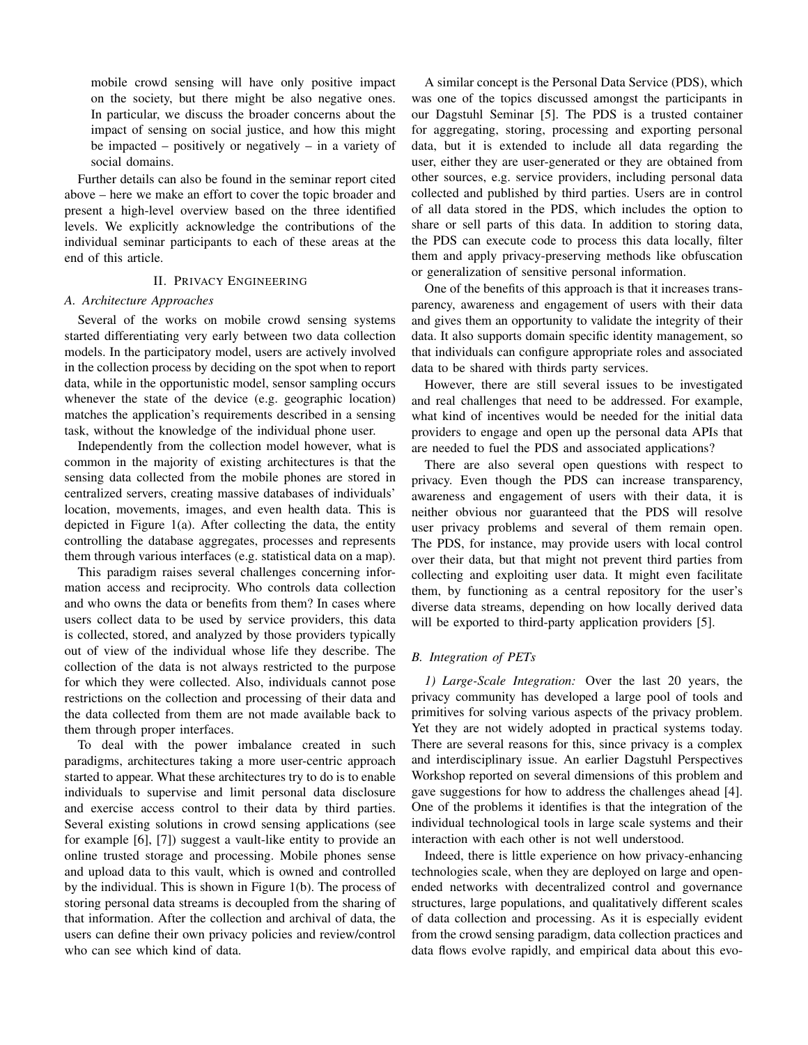mobile crowd sensing will have only positive impact on the society, but there might be also negative ones. In particular, we discuss the broader concerns about the impact of sensing on social justice, and how this might be impacted – positively or negatively – in a variety of social domains.

Further details can also be found in the seminar report cited above – here we make an effort to cover the topic broader and present a high-level overview based on the three identified levels. We explicitly acknowledge the contributions of the individual seminar participants to each of these areas at the end of this article.

## II. Privacy Engineering

### A. Architecture Approaches

Several of the works on mobile crowd sensing systems started differentiating very early between two data collection models. In the participatory model, users are actively involved in the collection process by deciding on the spot when to report data, while in the opportunistic model, sensor sampling occurs whenever the state of the device (e.g. geographic location) matches the application's requirements described in a sensing task, without the knowledge of the individual phone user.

Independently from the collection model however, what is common in the majority of existing architectures is that the sensing data collected from the mobile phones are stored in centralized servers, creating massive databases of individuals' location, movements, images, and even health data. This is depicted in Figure 1(a). After collecting the data, the entity controlling the database aggregates, processes and represents them through various interfaces (e.g. statistical data on a map).

This paradigm raises several challenges concerning information access and reciprocity. Who controls data collection and who owns the data or benefits from them? In cases where users collect data to be used by service providers, this data is collected, stored, and analyzed by those providers typically out of view of the individual whose life they describe. The collection of the data is not always restricted to the purpose for which they were collected. Also, individuals cannot pose restrictions on the collection and processing of their data and the data collected from them are not made available back to them through proper interfaces.

To deal with the power imbalance created in such paradigms, architectures taking a more user-centric approach started to appear. What these architectures try to do is to enable individuals to supervise and limit personal data disclosure and exercise access control to their data by third parties. Several existing solutions in crowd sensing applications (see for example [6], [7]) suggest a vault-like entity to provide an online trusted storage and processing. Mobile phones sense and upload data to this vault, which is owned and controlled by the individual. This is shown in Figure 1(b). The process of storing personal data streams is decoupled from the sharing of that information. After the collection and archival of data, the users can define their own privacy policies and review/control who can see which kind of data.

A similar concept is the Personal Data Service (PDS), which was one of the topics discussed amongst the participants in our Dagstuhl Seminar [5]. The PDS is a trusted container for aggregating, storing, processing and exporting personal data, but it is extended to include all data regarding the user, either they are user-generated or they are obtained from other sources, e.g. service providers, including personal data collected and published by third parties. Users are in control of all data stored in the PDS, which includes the option to share or sell parts of this data. In addition to storing data, the PDS can execute code to process this data locally, filter them and apply privacy-preserving methods like obfuscation or generalization of sensitive personal information.

One of the benefits of this approach is that it increases transparency, awareness and engagement of users with their data and gives them an opportunity to validate the integrity of their data. It also supports domain specific identity management, so that individuals can configure appropriate roles and associated data to be shared with thirds party services.

However, there are still several issues to be investigated and real challenges that need to be addressed. For example, what kind of incentives would be needed for the initial data providers to engage and open up the personal data APIs that are needed to fuel the PDS and associated applications?

There are also several open questions with respect to privacy. Even though the PDS can increase transparency, awareness and engagement of users with their data, it is neither obvious nor guaranteed that the PDS will resolve user privacy problems and several of them remain open. The PDS, for instance, may provide users with local control over their data, but that might not prevent third parties from collecting and exploiting user data. It might even facilitate them, by functioning as a central repository for the user's diverse data streams, depending on how locally derived data will be exported to third-party application providers [5].

### B. Integration of PETs

*1) Large-Scale Integration:* Over the last 20 years, the privacy community has developed a large pool of tools and primitives for solving various aspects of the privacy problem. Yet they are not widely adopted in practical systems today. There are several reasons for this, since privacy is a complex and interdisciplinary issue. An earlier Dagstuhl Perspectives Workshop reported on several dimensions of this problem and gave suggestions for how to address the challenges ahead [4]. One of the problems it identifies is that the integration of the individual technological tools in large scale systems and their interaction with each other is not well understood.

Indeed, there is little experience on how privacy-enhancing technologies scale, when they are deployed on large and open-ended networks with decentralized control and governance structures, large populations, and qualitatively different scales of data collection and processing. As it is especially evident from the crowd sensing paradigm, data collection practices and data flows evolve rapidly, and empirical data about this evo-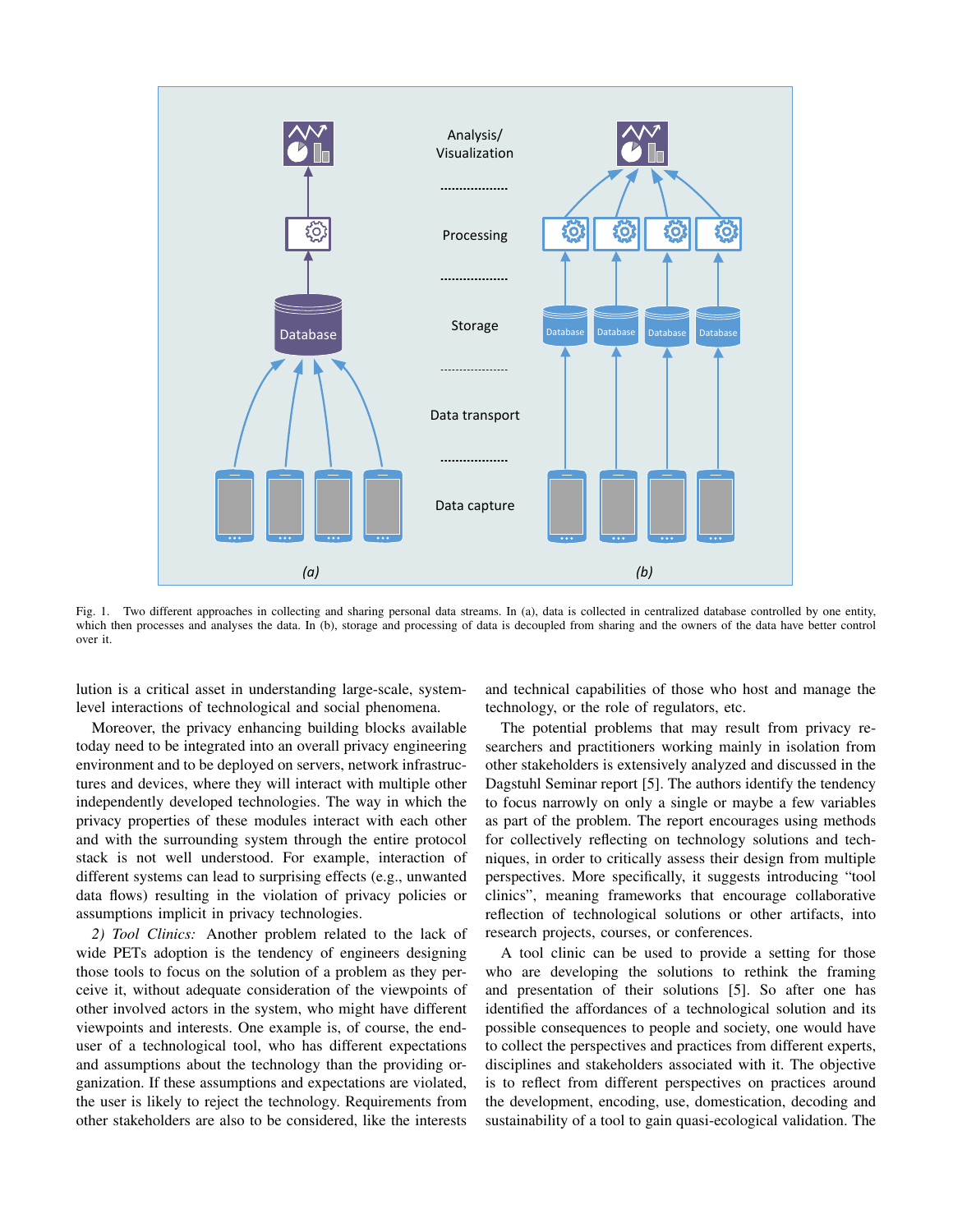Fig. 1. Two different approaches in collecting and sharing personal data streams. In (a), data is collected in centralized database controlled by one entity, which then processes and analyses the data. In (b), storage and processing of data is decoupled from sharing and the owners of the data have better control over it.

lution is a critical asset in understanding large-scale, system-level interactions of technological and social phenomena.

Moreover, the privacy enhancing building blocks available today need to be integrated into an overall privacy engineering environment and to be deployed on servers, network infrastructures and devices, where they will interact with multiple other independently developed technologies. The way in which the privacy properties of these modules interact with each other and with the surrounding system through the entire protocol stack is not well understood. For example, interaction of different systems can lead to surprising effects (e.g., unwanted data flows) resulting in the violation of privacy policies or assumptions implicit in privacy technologies.

*2) Tool Clinics:* Another problem related to the lack of wide PETs adoption is the tendency of engineers designing those tools to focus on the solution of a problem as they perceive it, without adequate consideration of the viewpoints of other involved actors in the system, who might have different viewpoints and interests. One example is, of course, the end-user of a technological tool, who has different expectations and assumptions about the technology than the providing organization. If these assumptions and expectations are violated, the user is likely to reject the technology. Requirements from other stakeholders are also to be considered, like the interests and technical capabilities of those who host and manage the technology, or the role of regulators, etc.

The potential problems that may result from privacy researchers and practitioners working mainly in isolation from other stakeholders is extensively analyzed and discussed in the Dagstuhl Seminar report [5]. The authors identify the tendency to focus narrowly on only a single or maybe a few variables as part of the problem. The report encourages using methods for collectively reflecting on technology solutions and techniques, in order to critically assess their design from multiple perspectives. More specifically, it suggests introducing "tool clinics", meaning frameworks that encourage collaborative reflection of technological solutions or other artifacts, into research projects, courses, or conferences.

A tool clinic can be used to provide a setting for those who are developing the solutions to rethink the framing and presentation of their solutions [5]. So after one has identified the affordances of a technological solution and its possible consequences to people and society, one would have to collect the perspectives and practices from different experts, disciplines and stakeholders associated with it. The objective is to reflect from different perspectives on practices around the development, encoding, use, domestication, decoding and sustainability of a tool to gain quasi-ecological validation. The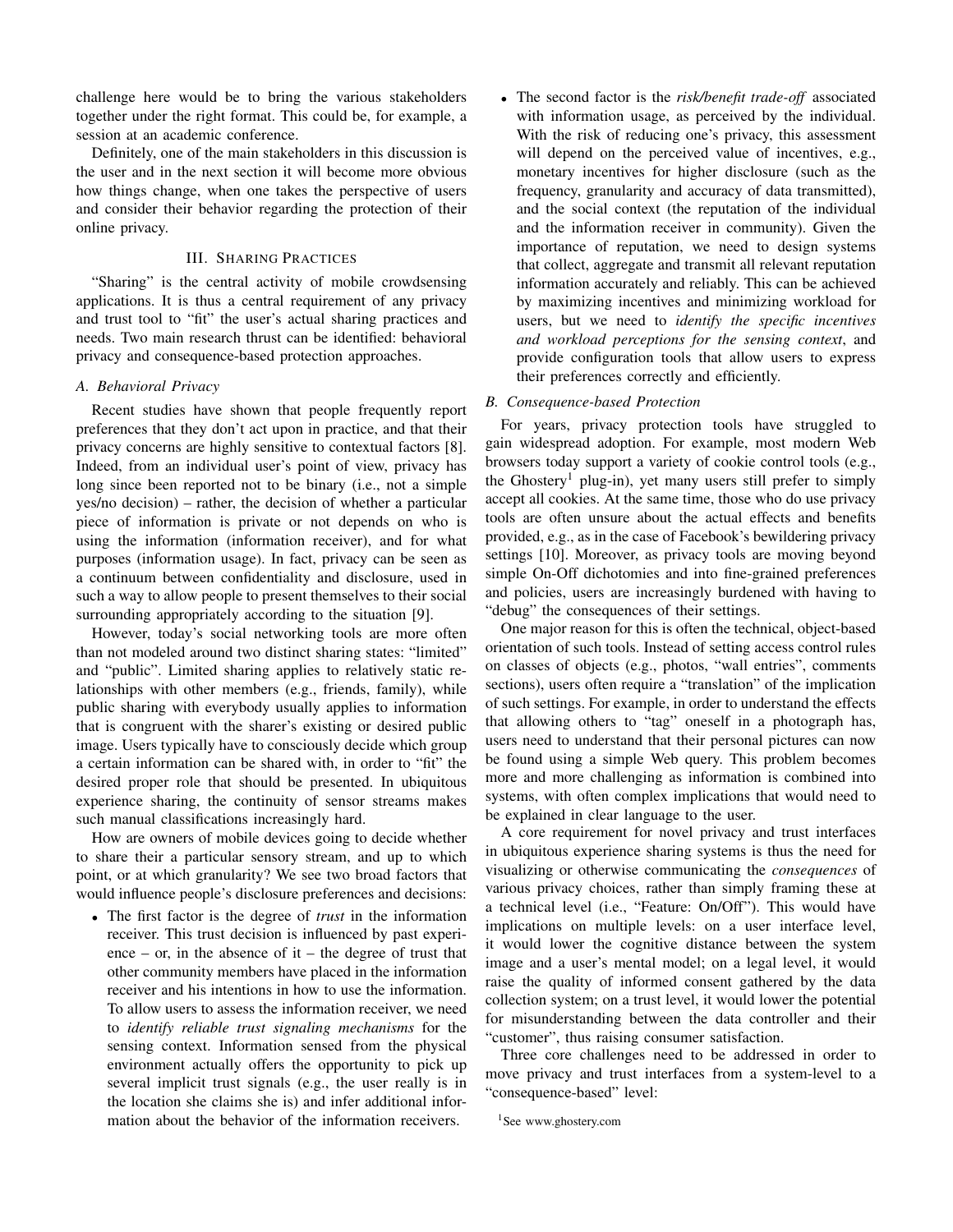challenge here would be to bring the various stakeholders together under the right format. This could be, for example, a session at an academic conference.

Definitely, one of the main stakeholders in this discussion is the user and in the next section it will become more obvious how things change, when one takes the perspective of users and consider their behavior regarding the protection of their online privacy.

## III. Sharing Practices

"Sharing" is the central activity of mobile crowdsensing applications. It is thus a central requirement of any privacy and trust tool to "fit" the user's actual sharing practices and needs. Two main research thrust can be identified: behavioral privacy and consequence-based protection approaches.

### A. Behavioral Privacy

Recent studies have shown that people frequently report preferences that they don't act upon in practice, and that their privacy concerns are highly sensitive to contextual factors [8]. Indeed, from an individual user's point of view, privacy has long since been reported not to be binary (i.e., not a simple yes/no decision) – rather, the decision of whether a particular piece of information is private or not depends on who is using the information (information receiver), and for what purposes (information usage). In fact, privacy can be seen as a continuum between confidentiality and disclosure, used in such a way to allow people to present themselves to their social surrounding appropriately according to the situation [9].

However, today's social networking tools are more often than not modeled around two distinct sharing states: "limited" and "public". Limited sharing applies to relatively static relationships with other members (e.g., friends, family), while public sharing with everybody usually applies to information that is congruent with the sharer's existing or desired public image. Users typically have to consciously decide which group a certain information can be shared with, in order to "fit" the desired proper role that should be presented. In ubiquitous experience sharing, the continuity of sensor streams makes such manual classifications increasingly hard.

How are owners of mobile devices going to decide whether to share their a particular sensory stream, and up to which point, or at which granularity? We see two broad factors that would influence people's disclosure preferences and decisions:

- The first factor is the degree of *trust* in the information receiver. This trust decision is influenced by past experience – or, in the absence of it – the degree of trust that other community members have placed in the information receiver and his intentions in how to use the information. To allow users to assess the information receiver, we need to *identify reliable trust signaling mechanisms* for the sensing context. Information sensed from the physical environment actually offers the opportunity to pick up several implicit trust signals (e.g., the user really is in the location she claims she is) and infer additional information about the behavior of the information receivers.
- The second factor is the *risk/benefit trade-off* associated with information usage, as perceived by the individual. With the risk of reducing one's privacy, this assessment will depend on the perceived value of incentives, e.g., monetary incentives for higher disclosure (such as the frequency, granularity and accuracy of data transmitted), and the social context (the reputation of the individual and the information receiver in community). Given the importance of reputation, we need to design systems that collect, aggregate and transmit all relevant reputation information accurately and reliably. This can be achieved by maximizing incentives and minimizing workload for users, but we need to *identify the specific incentives and workload perceptions for the sensing context*, and provide configuration tools that allow users to express their preferences correctly and efficiently.

### B. Consequence-based Protection

For years, privacy protection tools have struggled to gain widespread adoption. For example, most modern Web browsers today support a variety of cookie control tools (e.g., the Ghostery[1] plug-in), yet many users still prefer to simply accept all cookies. At the same time, those who do use privacy tools are often unsure about the actual effects and benefits provided, e.g., as in the case of Facebook's bewildering privacy settings [10]. Moreover, as privacy tools are moving beyond simple On-Off dichotomies and into fine-grained preferences and policies, users are increasingly burdened with having to "debug" the consequences of their settings.

One major reason for this is often the technical, object-based orientation of such tools. Instead of setting access control rules on classes of objects (e.g., photos, "wall entries", comments sections), users often require a "translation" of the implication of such settings. For example, in order to understand the effects that allowing others to "tag" oneself in a photograph has, users need to understand that their personal pictures can now be found using a simple Web query. This problem becomes more and more challenging as information is combined into systems, with often complex implications that would need to be explained in clear language to the user.

A core requirement for novel privacy and trust interfaces in ubiquitous experience sharing systems is thus the need for visualizing or otherwise communicating the *consequences* of various privacy choices, rather than simply framing these at a technical level (i.e., "Feature: On/Off"). This would have implications on multiple levels: on a user interface level, it would lower the cognitive distance between the system image and a user's mental model; on a legal level, it would raise the quality of informed consent gathered by the data collection system; on a trust level, it would lower the potential for misunderstanding between the data controller and their "customer", thus raising consumer satisfaction.

Three core challenges need to be addressed in order to move privacy and trust interfaces from a system-level to a "consequence-based" level:

[1] See www.ghostery.com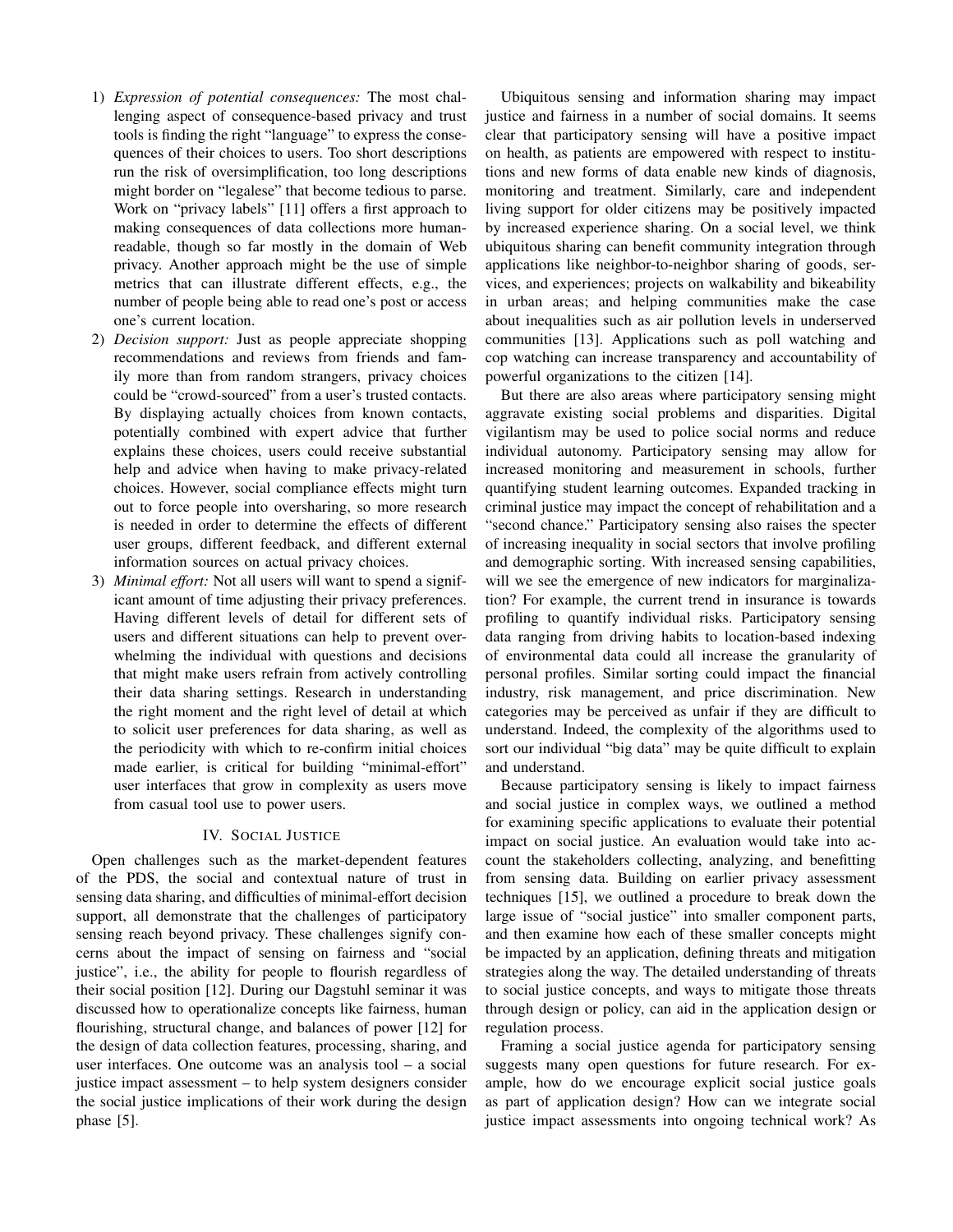1) *Expression of potential consequences:* The most challenging aspect of consequence-based privacy and trust tools is finding the right "language" to express the consequences of their choices to users. Too short descriptions run the risk of oversimplification, too long descriptions might border on "legalese" that become tedious to parse. Work on "privacy labels" [11] offers a first approach to making consequences of data collections more human-readable, though so far mostly in the domain of Web privacy. Another approach might be the use of simple metrics that can illustrate different effects, e.g., the number of people being able to read one's post or access one's current location.
2) *Decision support:* Just as people appreciate shopping recommendations and reviews from friends and family more than from random strangers, privacy choices could be "crowd-sourced" from a user's trusted contacts. By displaying actually choices from known contacts, potentially combined with expert advice that further explains these choices, users could receive substantial help and advice when having to make privacy-related choices. However, social compliance effects might turn out to force people into oversharing, so more research is needed in order to determine the effects of different user groups, different feedback, and different external information sources on actual privacy choices.
3) *Minimal effort:* Not all users will want to spend a significant amount of time adjusting their privacy preferences. Having different levels of detail for different sets of users and different situations can help to prevent overwhelming the individual with questions and decisions that might make users refrain from actively controlling their data sharing settings. Research in understanding the right moment and the right level of detail at which to solicit user preferences for data sharing, as well as the periodicity with which to re-confirm initial choices made earlier, is critical for building "minimal-effort" user interfaces that grow in complexity as users move from casual tool use to power users.

## IV. Social Justice

Open challenges such as the market-dependent features of the PDS, the social and contextual nature of trust in sensing data sharing, and difficulties of minimal-effort decision support, all demonstrate that the challenges of participatory sensing reach beyond privacy. These challenges signify concerns about the impact of sensing on fairness and "social justice", i.e., the ability for people to flourish regardless of their social position [12]. During our Dagstuhl seminar it was discussed how to operationalize concepts like fairness, human flourishing, structural change, and balances of power [12] for the design of data collection features, processing, sharing, and user interfaces. One outcome was an analysis tool – a social justice impact assessment – to help system designers consider the social justice implications of their work during the design phase [5].

Ubiquitous sensing and information sharing may impact justice and fairness in a number of social domains. It seems clear that participatory sensing will have a positive impact on health, as patients are empowered with respect to institutions and new forms of data enable new kinds of diagnosis, monitoring and treatment. Similarly, care and independent living support for older citizens may be positively impacted by increased experience sharing. On a social level, we think ubiquitous sharing can benefit community integration through applications like neighbor-to-neighbor sharing of goods, services, and experiences; projects on walkability and bikeability in urban areas; and helping communities make the case about inequalities such as air pollution levels in underserved communities [13]. Applications such as poll watching and cop watching can increase transparency and accountability of powerful organizations to the citizen [14].

But there are also areas where participatory sensing might aggravate existing social problems and disparities. Digital vigilantism may be used to police social norms and reduce individual autonomy. Participatory sensing may allow for increased monitoring and measurement in schools, further quantifying student learning outcomes. Expanded tracking in criminal justice may impact the concept of rehabilitation and a "second chance." Participatory sensing also raises the specter of increasing inequality in social sectors that involve profiling and demographic sorting. With increased sensing capabilities, will we see the emergence of new indicators for marginalization? For example, the current trend in insurance is towards profiling to quantify individual risks. Participatory sensing data ranging from driving habits to location-based indexing of environmental data could all increase the granularity of personal profiles. Similar sorting could impact the financial industry, risk management, and price discrimination. New categories may be perceived as unfair if they are difficult to understand. Indeed, the complexity of the algorithms used to sort our individual "big data" may be quite difficult to explain and understand.

Because participatory sensing is likely to impact fairness and social justice in complex ways, we outlined a method for examining specific applications to evaluate their potential impact on social justice. An evaluation would take into account the stakeholders collecting, analyzing, and benefitting from sensing data. Building on earlier privacy assessment techniques [15], we outlined a procedure to break down the large issue of "social justice" into smaller component parts, and then examine how each of these smaller concepts might be impacted by an application, defining threats and mitigation strategies along the way. The detailed understanding of threats to social justice concepts, and ways to mitigate those threats through design or policy, can aid in the application design or regulation process.

Framing a social justice agenda for participatory sensing suggests many open questions for future research. For example, how do we encourage explicit social justice goals as part of application design? How can we integrate social justice impact assessments into ongoing technical work? As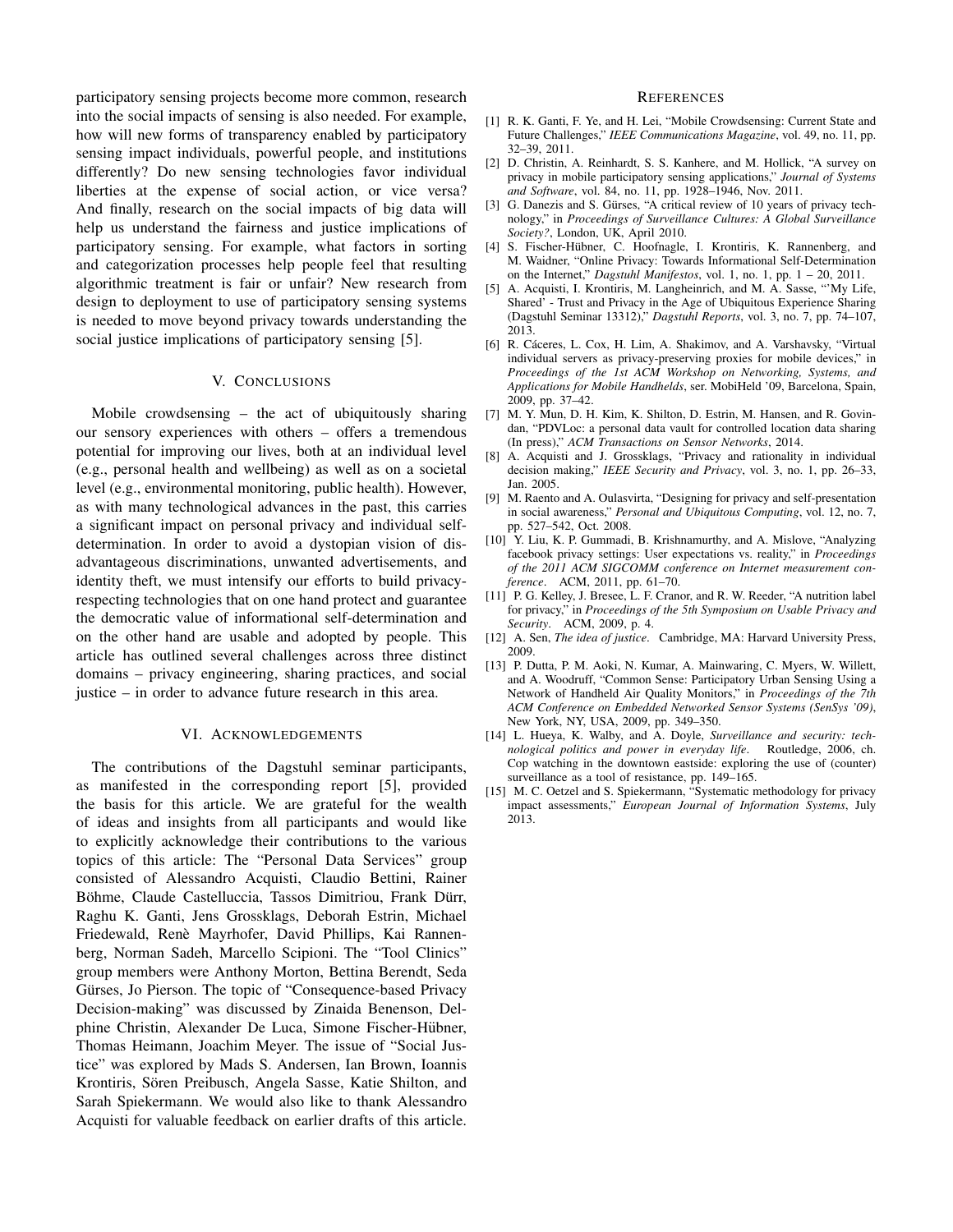participatory sensing projects become more common, research into the social impacts of sensing is also needed. For example, how will new forms of transparency enabled by participatory sensing impact individuals, powerful people, and institutions differently? Do new sensing technologies favor individual liberties at the expense of social action, or vice versa? And finally, research on the social impacts of big data will help us understand the fairness and justice implications of participatory sensing. For example, what factors in sorting and categorization processes help people feel that resulting algorithmic treatment is fair or unfair? New research from design to deployment to use of participatory sensing systems is needed to move beyond privacy towards understanding the social justice implications of participatory sensing [5].

## V. Conclusions

Mobile crowdsensing – the act of ubiquitously sharing our sensory experiences with others – offers a tremendous potential for improving our lives, both at an individual level (e.g., personal health and wellbeing) as well as on a societal level (e.g., environmental monitoring, public health). However, as with many technological advances in the past, this carries a significant impact on personal privacy and individual self-determination. In order to avoid a dystopian vision of disadvantageous discriminations, unwanted advertisements, and identity theft, we must intensify our efforts to build privacy-respecting technologies that on one hand protect and guarantee the democratic value of informational self-determination and on the other hand are usable and adopted by people. This article has outlined several challenges across three distinct domains – privacy engineering, sharing practices, and social justice – in order to advance future research in this area.

## VI. Acknowledgements

The contributions of the Dagstuhl seminar participants, as manifested in the corresponding report [5], provided the basis for this article. We are grateful for the wealth of ideas and insights from all participants and would like to explicitly acknowledge their contributions to the various topics of this article: The "Personal Data Services" group consisted of Alessandro Acquisti, Claudio Bettini, Rainer Böhme, Claude Castelluccia, Tassos Dimitriou, Frank Dürr, Raghu K. Ganti, Jens Grossklags, Deborah Estrin, Michael Friedewald, Renè Mayrhofer, David Phillips, Kai Rannenberg, Norman Sadeh, Marcello Scipioni. The "Tool Clinics" group members were Anthony Morton, Bettina Berendt, Seda Gürses, Jo Pierson. The topic of "Consequence-based Privacy Decision-making" was discussed by Zinaida Benenson, Delphine Christin, Alexander De Luca, Simone Fischer-Hübner, Thomas Heimann, Joachim Meyer. The issue of "Social Justice" was explored by Mads S. Andersen, Ian Brown, Ioannis Krontiris, Sören Preibusch, Angela Sasse, Katie Shilton, and Sarah Spiekermann. We would also like to thank Alessandro Acquisti for valuable feedback on earlier drafts of this article.

## References

[1] R. K. Ganti, F. Ye, and H. Lei, "Mobile Crowdsensing: Current State and Future Challenges," *IEEE Communications Magazine*, vol. 49, no. 11, pp. 32–39, 2011.

[2] D. Christin, A. Reinhardt, S. S. Kanhere, and M. Hollick, "A survey on privacy in mobile participatory sensing applications," *Journal of Systems and Software*, vol. 84, no. 11, pp. 1928–1946, Nov. 2011.

[3] G. Danezis and S. Gürses, "A critical review of 10 years of privacy technology," in *Proceedings of Surveillance Cultures: A Global Surveillance Society?*, London, UK, April 2010.

[4] S. Fischer-Hübner, C. Hoofnagle, I. Krontiris, K. Rannenberg, and M. Waidner, "Online Privacy: Towards Informational Self-Determination on the Internet," *Dagstuhl Manifestos*, vol. 1, no. 1, pp. 1 – 20, 2011.

[5] A. Acquisti, I. Krontiris, M. Langheinrich, and M. A. Sasse, "'My Life, Shared' - Trust and Privacy in the Age of Ubiquitous Experience Sharing (Dagstuhl Seminar 13312)," *Dagstuhl Reports*, vol. 3, no. 7, pp. 74–107, 2013.

[6] R. Cáceres, L. Cox, H. Lim, A. Shakimov, and A. Varshavsky, "Virtual individual servers as privacy-preserving proxies for mobile devices," in *Proceedings of the 1st ACM Workshop on Networking, Systems, and Applications for Mobile Handhelds*, ser. MobiHeld '09, Barcelona, Spain, 2009, pp. 37–42.

[7] M. Y. Mun, D. H. Kim, K. Shilton, D. Estrin, M. Hansen, and R. Govindan, "PDVLoc: a personal data vault for controlled location data sharing (In press)," *ACM Transactions on Sensor Networks*, 2014.

[8] A. Acquisti and J. Grossklags, "Privacy and rationality in individual decision making," *IEEE Security and Privacy*, vol. 3, no. 1, pp. 26–33, Jan. 2005.

[9] M. Raento and A. Oulasvirta, "Designing for privacy and self-presentation in social awareness," *Personal and Ubiquitous Computing*, vol. 12, no. 7, pp. 527–542, Oct. 2008.

[10] Y. Liu, K. P. Gummadi, B. Krishnamurthy, and A. Mislove, "Analyzing facebook privacy settings: User expectations vs. reality," in *Proceedings of the 2011 ACM SIGCOMM conference on Internet measurement conference*. ACM, 2011, pp. 61–70.

[11] P. G. Kelley, J. Bresee, L. F. Cranor, and R. W. Reeder, "A nutrition label for privacy," in *Proceedings of the 5th Symposium on Usable Privacy and Security*. ACM, 2009, p. 4.

[12] A. Sen, *The idea of justice*. Cambridge, MA: Harvard University Press, 2009.

[13] P. Dutta, P. M. Aoki, N. Kumar, A. Mainwaring, C. Myers, W. Willett, and A. Woodruff, "Common Sense: Participatory Urban Sensing Using a Network of Handheld Air Quality Monitors," in *Proceedings of the 7th ACM Conference on Embedded Networked Sensor Systems (SenSys '09)*, New York, NY, USA, 2009, pp. 349–350.

[14] L. Hueya, K. Walby, and A. Doyle, *Surveillance and security: technological politics and power in everyday life*. Routledge, 2006, ch. Cop watching in the downtown eastside: exploring the use of (counter) surveillance as a tool of resistance, pp. 149–165.

[15] M. C. Oetzel and S. Spiekermann, "Systematic methodology for privacy impact assessments," *European Journal of Information Systems*, July 2013.